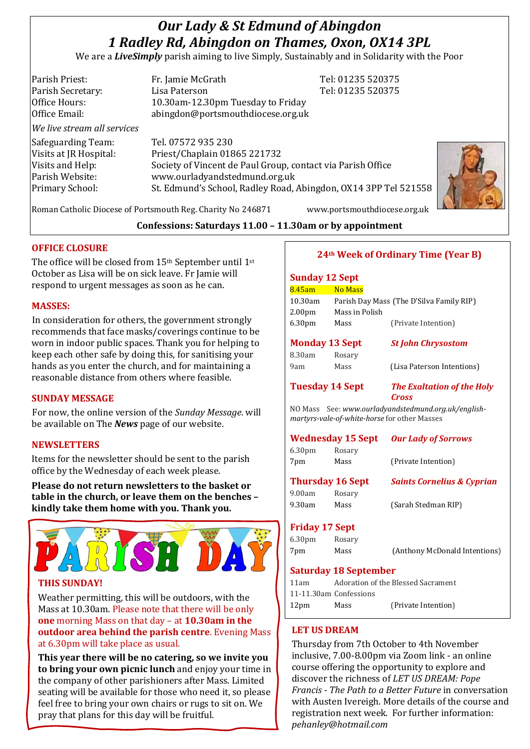# *Our Lady & St Edmund of Abingdon*
# *1 Radley Rd, Abingdon on Thames, Oxon, OX14 3PL*

We are a ***LiveSimply*** parish aiming to live Simply, Sustainably and in Solidarity with the Poor

| | | |
|---|---|---|
| Parish Priest: | Fr. Jamie McGrath | Tel: 01235 520375 |
| Parish Secretary: | Lisa Paterson | Tel: 01235 520375 |
| Office Hours: | 10.30am-12.30pm Tuesday to Friday | |
| Office Email: | abingdon@portsmouthdiocese.org.uk | |

*We live stream all services*

| | |
|---|---|
| Safeguarding Team: | Tel. 07572 935 230 |
| Visits at JR Hospital: | Priest/Chaplain 01865 221732 |
| Visits and Help: | Society of Vincent de Paul Group, contact via Parish Office |
| Parish Website: | www.ourladyandstedmund.org.uk |
| Primary School: | St. Edmund's School, Radley Road, Abingdon, OX14 3PP Tel 521558 |

Roman Catholic Diocese of Portsmouth Reg. Charity No 246871 www.portsmouthdiocese.org.uk

**Confessions: Saturdays 11.00 – 11.30am or by appointment**

## OFFICE CLOSURE

The office will be closed from 15th September until 1st October as Lisa will be on sick leave. Fr Jamie will respond to urgent messages as soon as he can.

## MASSES:

In consideration for others, the government strongly recommends that face masks/coverings continue to be worn in indoor public spaces. Thank you for helping to keep each other safe by doing this, for sanitising your hands as you enter the church, and for maintaining a reasonable distance from others where feasible.

## SUNDAY MESSAGE

For now, the online version of the *Sunday Message*. will be available on The ***News*** page of our website.

## NEWSLETTERS

Items for the newsletter should be sent to the parish office by the Wednesday of each week please.

**Please do not return newsletters to the basket or table in the church, or leave them on the benches – kindly take them home with you. Thank you.**

## PARISH DAY

**THIS SUNDAY!**

Weather permitting, this will be outdoors, with the Mass at 10.30am. Please note that there will be only **one** morning Mass on that day – at **10.30am in the outdoor area behind the parish centre**. Evening Mass at 6.30pm will take place as usual.

**This year there will be no catering, so we invite you to bring your own picnic lunch** and enjoy your time in the company of other parishioners after Mass. Limited seating will be available for those who need it, so please feel free to bring your own chairs or rugs to sit on. We pray that plans for this day will be fruitful.

## 24th Week of Ordinary Time (Year B)

**Sunday 12 Sept**

| | | |
|---|---|---|
| 8.45am | No Mass | |
| 10.30am | Parish Day Mass (The D'Silva Family RIP) | |
| 2.00pm | Mass in Polish | |
| 6.30pm | Mass | (Private Intention) |

**Monday 13 Sept** — ***St John Chrysostom***

| | | |
|---|---|---|
| 8.30am | Rosary | |
| 9am | Mass | (Lisa Paterson Intentions) |

**Tuesday 14 Sept** — ***The Exaltation of the Holy Cross***

NO Mass See: *www.ourladyandstedmund.org.uk/english-martyrs-vale-of-white-horse* for other Masses

**Wednesday 15 Sept** — ***Our Lady of Sorrows***

| | | |
|---|---|---|
| 6.30pm | Rosary | |
| 7pm | Mass | (Private Intention) |

**Thursday 16 Sept** — ***Saints Cornelius & Cyprian***

| | | |
|---|---|---|
| 9.00am | Rosary | |
| 9.30am | Mass | (Sarah Stedman RIP) |

**Friday 17 Sept**

| | | |
|---|---|---|
| 6.30pm | Rosary | |
| 7pm | Mass | (Anthony McDonald Intentions) |

**Saturday 18 September**

| | | |
|---|---|---|
| 11am | Adoration of the Blessed Sacrament | |
| 11-11.30am | Confessions | |
| 12pm | Mass | (Private Intention) |

## LET US DREAM

Thursday from 7th October to 4th November inclusive, 7.00-8.00pm via Zoom link - an online course offering the opportunity to explore and discover the richness of *LET US DREAM: Pope Francis - The Path to a Better Future* in conversation with Austen Ivereigh. More details of the course and registration next week. For further information: *pehanley@hotmail.com*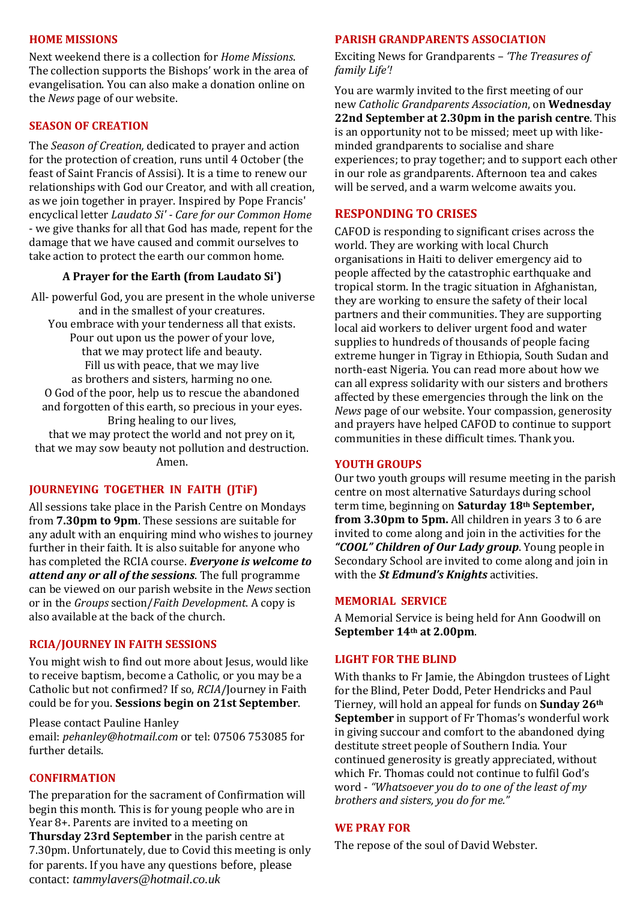## HOME MISSIONS

Next weekend there is a collection for *Home Missions*. The collection supports the Bishops' work in the area of evangelisation. You can also make a donation online on the *News* page of our website.

## SEASON OF CREATION

The *Season of Creation,* dedicated to prayer and action for the protection of creation, runs until 4 October (the feast of Saint Francis of Assisi). It is a time to renew our relationships with God our Creator, and with all creation, as we join together in prayer. Inspired by Pope Francis' encyclical letter *Laudato Si' - Care for our Common Home* - we give thanks for all that God has made, repent for the damage that we have caused and commit ourselves to take action to protect the earth our common home.

### A Prayer for the Earth (from Laudato Si')

All- powerful God, you are present in the whole universe
and in the smallest of your creatures.
You embrace with your tenderness all that exists.
Pour out upon us the power of your love,
that we may protect life and beauty.
Fill us with peace, that we may live
as brothers and sisters, harming no one.
O God of the poor, help us to rescue the abandoned
and forgotten of this earth, so precious in your eyes.
Bring healing to our lives,
that we may protect the world and not prey on it,
that we may sow beauty not pollution and destruction.
Amen.

## JOURNEYING TOGETHER IN FAITH (JTiF)

All sessions take place in the Parish Centre on Mondays from **7.30pm to 9pm**. These sessions are suitable for any adult with an enquiring mind who wishes to journey further in their faith. It is also suitable for anyone who has completed the RCIA course. ***Everyone is welcome to attend any or all of the sessions***. The full programme can be viewed on our parish website in the *News* section or in the *Groups* section/*Faith Development*. A copy is also available at the back of the church.

## RCIA/JOURNEY IN FAITH SESSIONS

You might wish to find out more about Jesus, would like to receive baptism, become a Catholic, or you may be a Catholic but not confirmed? If so, *RCIA*/Journey in Faith could be for you. **Sessions begin on 21st September**.

Please contact Pauline Hanley
email: *pehanley@hotmail.com* or tel: 07506 753085 for further details.

## CONFIRMATION

The preparation for the sacrament of Confirmation will begin this month. This is for young people who are in Year 8+. Parents are invited to a meeting on **Thursday 23rd September** in the parish centre at 7.30pm. Unfortunately, due to Covid this meeting is only for parents. If you have any questions before, please contact: *tammylavers@hotmail.co.uk*

## PARISH GRANDPARENTS ASSOCIATION

Exciting News for Grandparents – *'The Treasures of family Life'!*

You are warmly invited to the first meeting of our new *Catholic Grandparents Association*, on **Wednesday 22nd September at 2.30pm in the parish centre**. This is an opportunity not to be missed; meet up with like-minded grandparents to socialise and share experiences; to pray together; and to support each other in our role as grandparents. Afternoon tea and cakes will be served, and a warm welcome awaits you.

## RESPONDING TO CRISES

CAFOD is responding to significant crises across the world. They are working with local Church organisations in Haiti to deliver emergency aid to people affected by the catastrophic earthquake and tropical storm. In the tragic situation in Afghanistan, they are working to ensure the safety of their local partners and their communities. They are supporting local aid workers to deliver urgent food and water supplies to hundreds of thousands of people facing extreme hunger in Tigray in Ethiopia, South Sudan and north-east Nigeria. You can read more about how we can all express solidarity with our sisters and brothers affected by these emergencies through the link on the *News* page of our website. Your compassion, generosity and prayers have helped CAFOD to continue to support communities in these difficult times. Thank you.

## YOUTH GROUPS

Our two youth groups will resume meeting in the parish centre on most alternative Saturdays during school term time, beginning on **Saturday 18th September, from 3.30pm to 5pm.** All children in years 3 to 6 are invited to come along and join in the activities for the ***"COOL" Children of Our Lady group***. Young people in Secondary School are invited to come along and join in with the ***St Edmund's Knights*** activities.

## MEMORIAL SERVICE

A Memorial Service is being held for Ann Goodwill on **September 14th at 2.00pm**.

## LIGHT FOR THE BLIND

With thanks to Fr Jamie, the Abingdon trustees of Light for the Blind, Peter Dodd, Peter Hendricks and Paul Tierney, will hold an appeal for funds on **Sunday 26th September** in support of Fr Thomas's wonderful work in giving succour and comfort to the abandoned dying destitute street people of Southern India. Your continued generosity is greatly appreciated, without which Fr. Thomas could not continue to fulfil God's word - *"Whatsoever you do to one of the least of my brothers and sisters, you do for me."*

## WE PRAY FOR

The repose of the soul of David Webster.